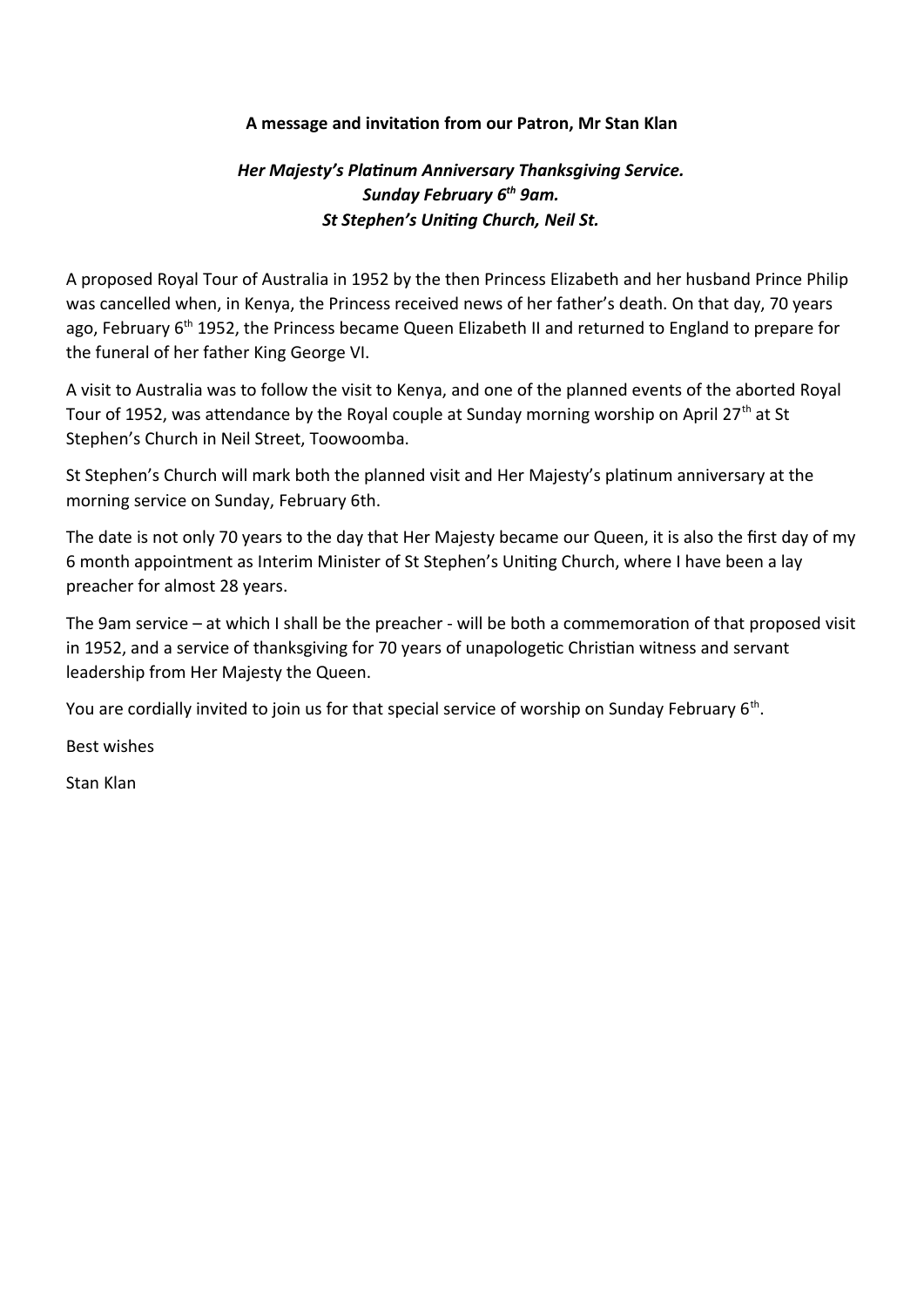**A message and invitation from our Patron, Mr Stan Klan**

***Her Majesty's Platinum Anniversary Thanksgiving Service.***
***Sunday February 6th 9am.***
***St Stephen's Uniting Church, Neil St.***

A proposed Royal Tour of Australia in 1952 by the then Princess Elizabeth and her husband Prince Philip was cancelled when, in Kenya, the Princess received news of her father's death. On that day, 70 years ago, February 6th 1952, the Princess became Queen Elizabeth II and returned to England to prepare for the funeral of her father King George VI.

A visit to Australia was to follow the visit to Kenya, and one of the planned events of the aborted Royal Tour of 1952, was attendance by the Royal couple at Sunday morning worship on April 27th at St Stephen's Church in Neil Street, Toowoomba.

St Stephen's Church will mark both the planned visit and Her Majesty's platinum anniversary at the morning service on Sunday, February 6th.

The date is not only 70 years to the day that Her Majesty became our Queen, it is also the first day of my 6 month appointment as Interim Minister of St Stephen's Uniting Church, where I have been a lay preacher for almost 28 years.

The 9am service – at which I shall be the preacher - will be both a commemoration of that proposed visit in 1952, and a service of thanksgiving for 70 years of unapologetic Christian witness and servant leadership from Her Majesty the Queen.

You are cordially invited to join us for that special service of worship on Sunday February 6th.

Best wishes

Stan Klan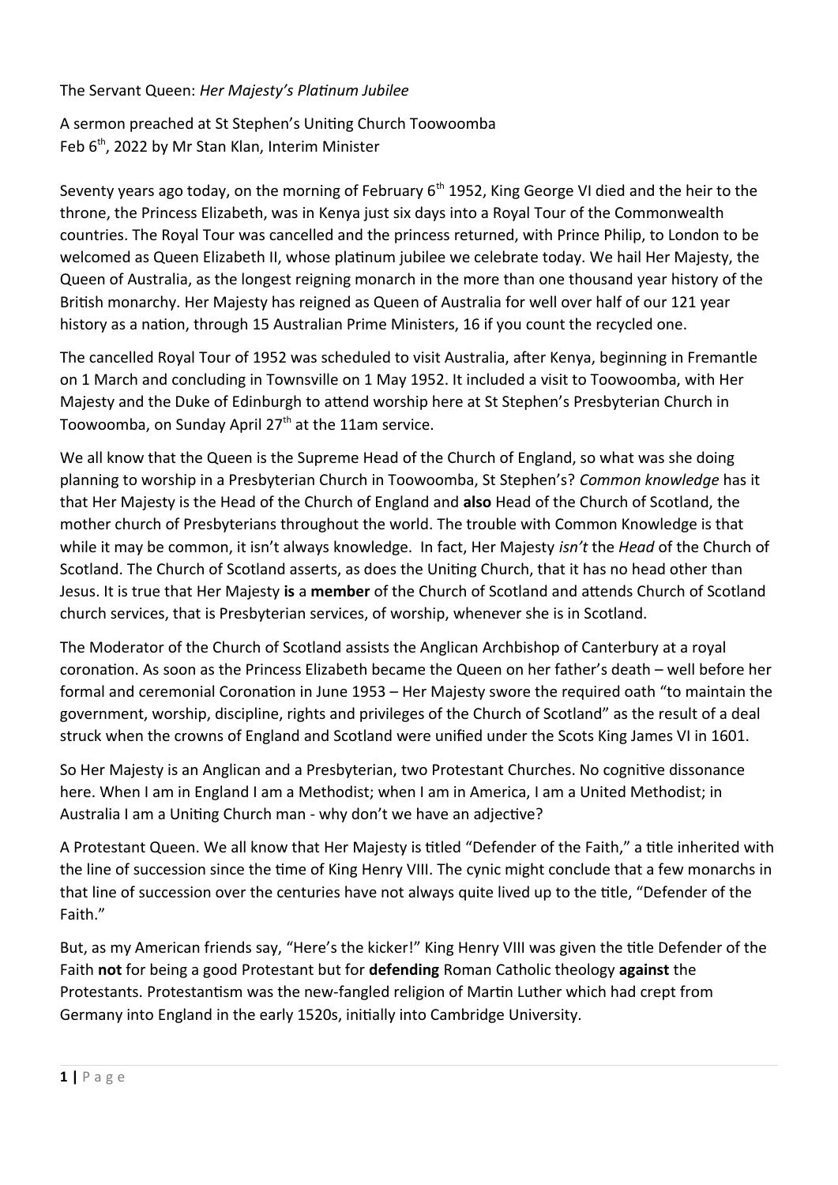The Servant Queen: *Her Majesty's Platinum Jubilee*

A sermon preached at St Stephen's Uniting Church Toowoomba
Feb 6th, 2022 by Mr Stan Klan, Interim Minister

Seventy years ago today, on the morning of February 6th 1952, King George VI died and the heir to the throne, the Princess Elizabeth, was in Kenya just six days into a Royal Tour of the Commonwealth countries. The Royal Tour was cancelled and the princess returned, with Prince Philip, to London to be welcomed as Queen Elizabeth II, whose platinum jubilee we celebrate today. We hail Her Majesty, the Queen of Australia, as the longest reigning monarch in the more than one thousand year history of the British monarchy. Her Majesty has reigned as Queen of Australia for well over half of our 121 year history as a nation, through 15 Australian Prime Ministers, 16 if you count the recycled one.

The cancelled Royal Tour of 1952 was scheduled to visit Australia, after Kenya, beginning in Fremantle on 1 March and concluding in Townsville on 1 May 1952. It included a visit to Toowoomba, with Her Majesty and the Duke of Edinburgh to attend worship here at St Stephen's Presbyterian Church in Toowoomba, on Sunday April 27th at the 11am service.

We all know that the Queen is the Supreme Head of the Church of England, so what was she doing planning to worship in a Presbyterian Church in Toowoomba, St Stephen's? *Common knowledge* has it that Her Majesty is the Head of the Church of England and **also** Head of the Church of Scotland, the mother church of Presbyterians throughout the world. The trouble with Common Knowledge is that while it may be common, it isn't always knowledge. In fact, Her Majesty *isn't* the *Head* of the Church of Scotland. The Church of Scotland asserts, as does the Uniting Church, that it has no head other than Jesus. It is true that Her Majesty **is** a **member** of the Church of Scotland and attends Church of Scotland church services, that is Presbyterian services, of worship, whenever she is in Scotland.

The Moderator of the Church of Scotland assists the Anglican Archbishop of Canterbury at a royal coronation. As soon as the Princess Elizabeth became the Queen on her father's death – well before her formal and ceremonial Coronation in June 1953 – Her Majesty swore the required oath "to maintain the government, worship, discipline, rights and privileges of the Church of Scotland" as the result of a deal struck when the crowns of England and Scotland were unified under the Scots King James VI in 1601.

So Her Majesty is an Anglican and a Presbyterian, two Protestant Churches. No cognitive dissonance here. When I am in England I am a Methodist; when I am in America, I am a United Methodist; in Australia I am a Uniting Church man - why don't we have an adjective?

A Protestant Queen. We all know that Her Majesty is titled "Defender of the Faith," a title inherited with the line of succession since the time of King Henry VIII. The cynic might conclude that a few monarchs in that line of succession over the centuries have not always quite lived up to the title, "Defender of the Faith."

But, as my American friends say, "Here's the kicker!" King Henry VIII was given the title Defender of the Faith **not** for being a good Protestant but for **defending** Roman Catholic theology **against** the Protestants. Protestantism was the new-fangled religion of Martin Luther which had crept from Germany into England in the early 1520s, initially into Cambridge University.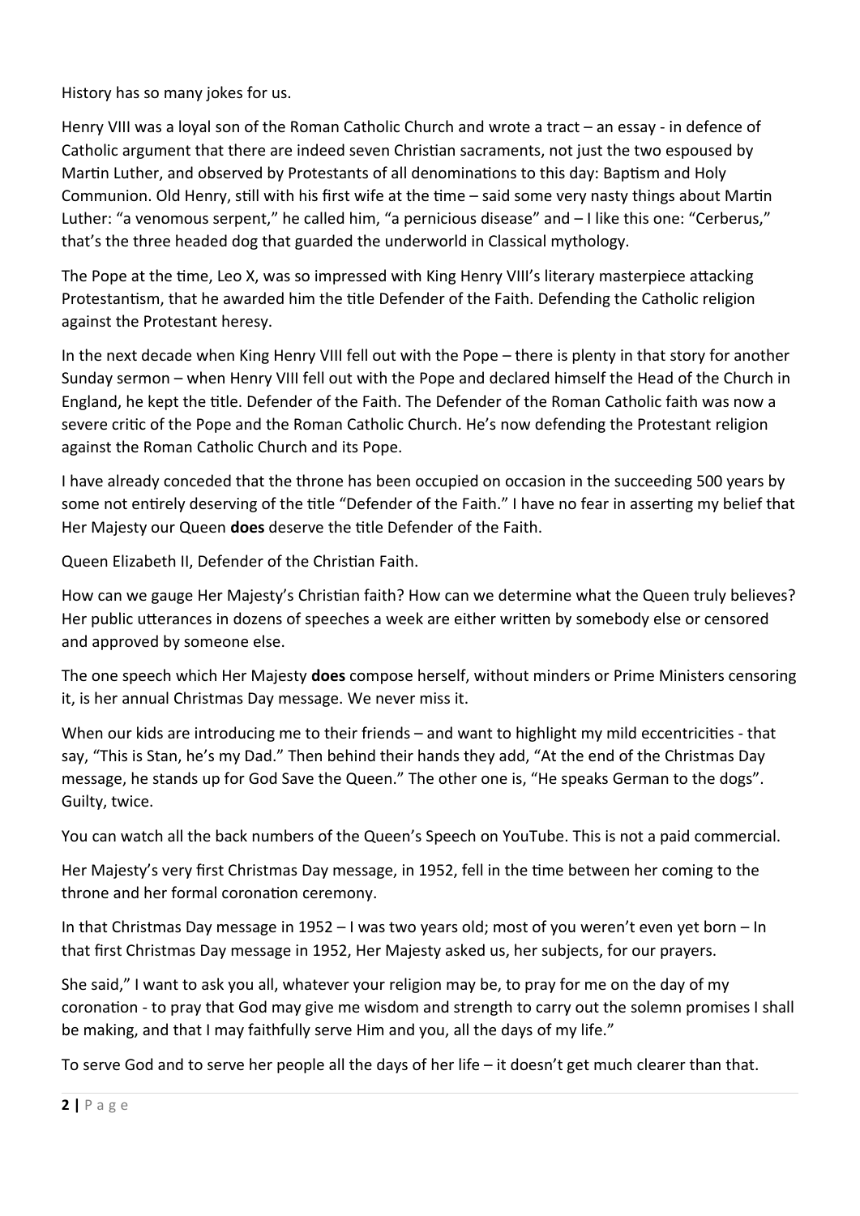History has so many jokes for us.

Henry VIII was a loyal son of the Roman Catholic Church and wrote a tract – an essay - in defence of Catholic argument that there are indeed seven Christian sacraments, not just the two espoused by Martin Luther, and observed by Protestants of all denominations to this day: Baptism and Holy Communion. Old Henry, still with his first wife at the time – said some very nasty things about Martin Luther: "a venomous serpent," he called him, "a pernicious disease" and – I like this one: "Cerberus," that's the three headed dog that guarded the underworld in Classical mythology.

The Pope at the time, Leo X, was so impressed with King Henry VIII's literary masterpiece attacking Protestantism, that he awarded him the title Defender of the Faith. Defending the Catholic religion against the Protestant heresy.

In the next decade when King Henry VIII fell out with the Pope – there is plenty in that story for another Sunday sermon – when Henry VIII fell out with the Pope and declared himself the Head of the Church in England, he kept the title. Defender of the Faith. The Defender of the Roman Catholic faith was now a severe critic of the Pope and the Roman Catholic Church. He's now defending the Protestant religion against the Roman Catholic Church and its Pope.

I have already conceded that the throne has been occupied on occasion in the succeeding 500 years by some not entirely deserving of the title "Defender of the Faith." I have no fear in asserting my belief that Her Majesty our Queen **does** deserve the title Defender of the Faith.

Queen Elizabeth II, Defender of the Christian Faith.

How can we gauge Her Majesty's Christian faith? How can we determine what the Queen truly believes? Her public utterances in dozens of speeches a week are either written by somebody else or censored and approved by someone else.

The one speech which Her Majesty **does** compose herself, without minders or Prime Ministers censoring it, is her annual Christmas Day message. We never miss it.

When our kids are introducing me to their friends – and want to highlight my mild eccentricities - that say, "This is Stan, he's my Dad." Then behind their hands they add, "At the end of the Christmas Day message, he stands up for God Save the Queen." The other one is, "He speaks German to the dogs". Guilty, twice.

You can watch all the back numbers of the Queen's Speech on YouTube. This is not a paid commercial.

Her Majesty's very first Christmas Day message, in 1952, fell in the time between her coming to the throne and her formal coronation ceremony.

In that Christmas Day message in 1952 – I was two years old; most of you weren't even yet born – In that first Christmas Day message in 1952, Her Majesty asked us, her subjects, for our prayers.

She said," I want to ask you all, whatever your religion may be, to pray for me on the day of my coronation - to pray that God may give me wisdom and strength to carry out the solemn promises I shall be making, and that I may faithfully serve Him and you, all the days of my life."

To serve God and to serve her people all the days of her life – it doesn't get much clearer than that.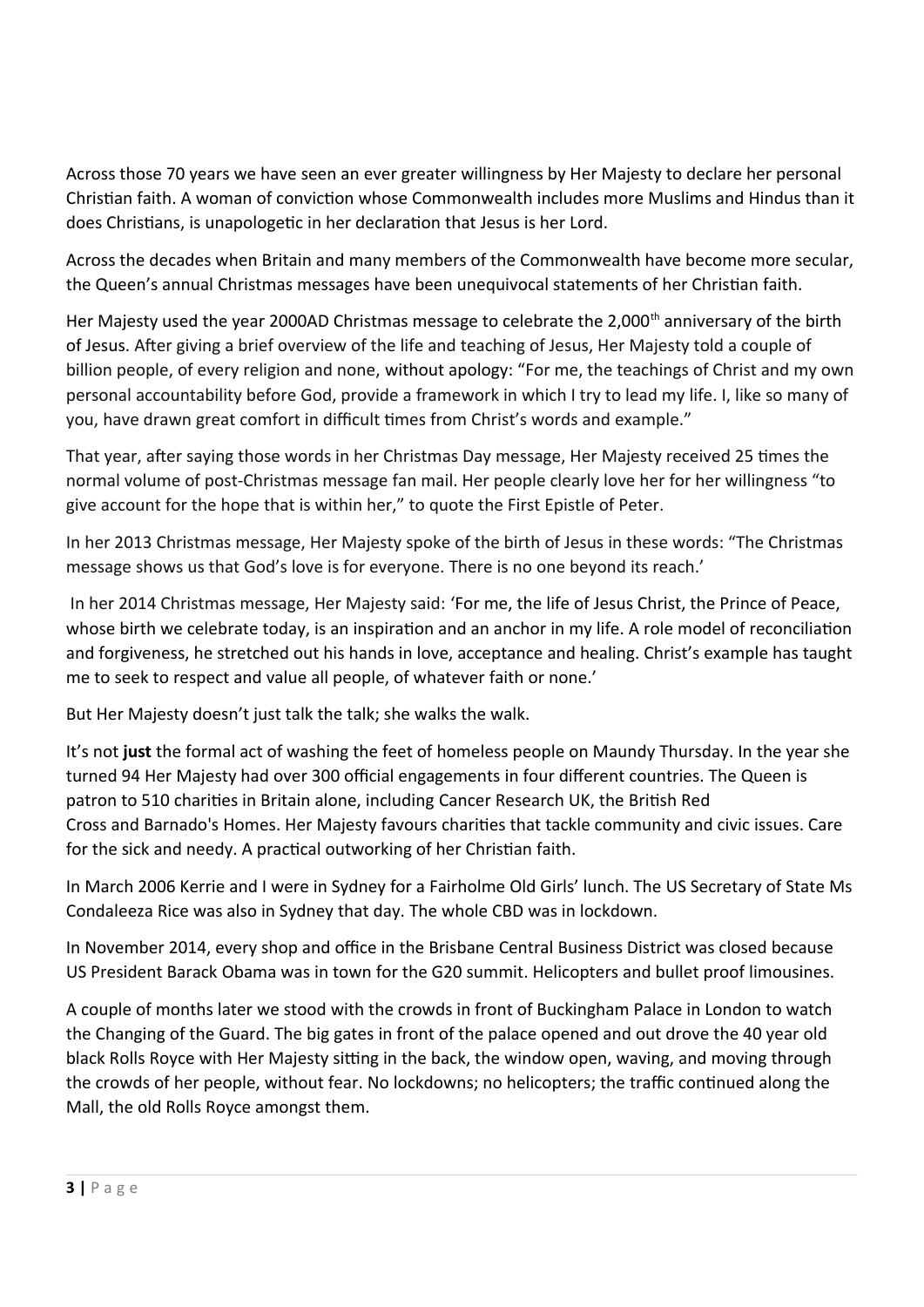Across those 70 years we have seen an ever greater willingness by Her Majesty to declare her personal Christian faith. A woman of conviction whose Commonwealth includes more Muslims and Hindus than it does Christians, is unapologetic in her declaration that Jesus is her Lord.

Across the decades when Britain and many members of the Commonwealth have become more secular, the Queen's annual Christmas messages have been unequivocal statements of her Christian faith.

Her Majesty used the year 2000AD Christmas message to celebrate the 2,000th anniversary of the birth of Jesus. After giving a brief overview of the life and teaching of Jesus, Her Majesty told a couple of billion people, of every religion and none, without apology: "For me, the teachings of Christ and my own personal accountability before God, provide a framework in which I try to lead my life. I, like so many of you, have drawn great comfort in difficult times from Christ's words and example."

That year, after saying those words in her Christmas Day message, Her Majesty received 25 times the normal volume of post-Christmas message fan mail. Her people clearly love her for her willingness "to give account for the hope that is within her," to quote the First Epistle of Peter.

In her 2013 Christmas message, Her Majesty spoke of the birth of Jesus in these words: "The Christmas message shows us that God's love is for everyone. There is no one beyond its reach.'

In her 2014 Christmas message, Her Majesty said: 'For me, the life of Jesus Christ, the Prince of Peace, whose birth we celebrate today, is an inspiration and an anchor in my life. A role model of reconciliation and forgiveness, he stretched out his hands in love, acceptance and healing. Christ's example has taught me to seek to respect and value all people, of whatever faith or none.'

But Her Majesty doesn't just talk the talk; she walks the walk.

It's not **just** the formal act of washing the feet of homeless people on Maundy Thursday. In the year she turned 94 Her Majesty had over 300 official engagements in four different countries. The Queen is patron to 510 charities in Britain alone, including Cancer Research UK, the British Red Cross and Barnado's Homes. Her Majesty favours charities that tackle community and civic issues. Care for the sick and needy. A practical outworking of her Christian faith.

In March 2006 Kerrie and I were in Sydney for a Fairholme Old Girls' lunch. The US Secretary of State Ms Condaleeza Rice was also in Sydney that day. The whole CBD was in lockdown.

In November 2014, every shop and office in the Brisbane Central Business District was closed because US President Barack Obama was in town for the G20 summit. Helicopters and bullet proof limousines.

A couple of months later we stood with the crowds in front of Buckingham Palace in London to watch the Changing of the Guard. The big gates in front of the palace opened and out drove the 40 year old black Rolls Royce with Her Majesty sitting in the back, the window open, waving, and moving through the crowds of her people, without fear. No lockdowns; no helicopters; the traffic continued along the Mall, the old Rolls Royce amongst them.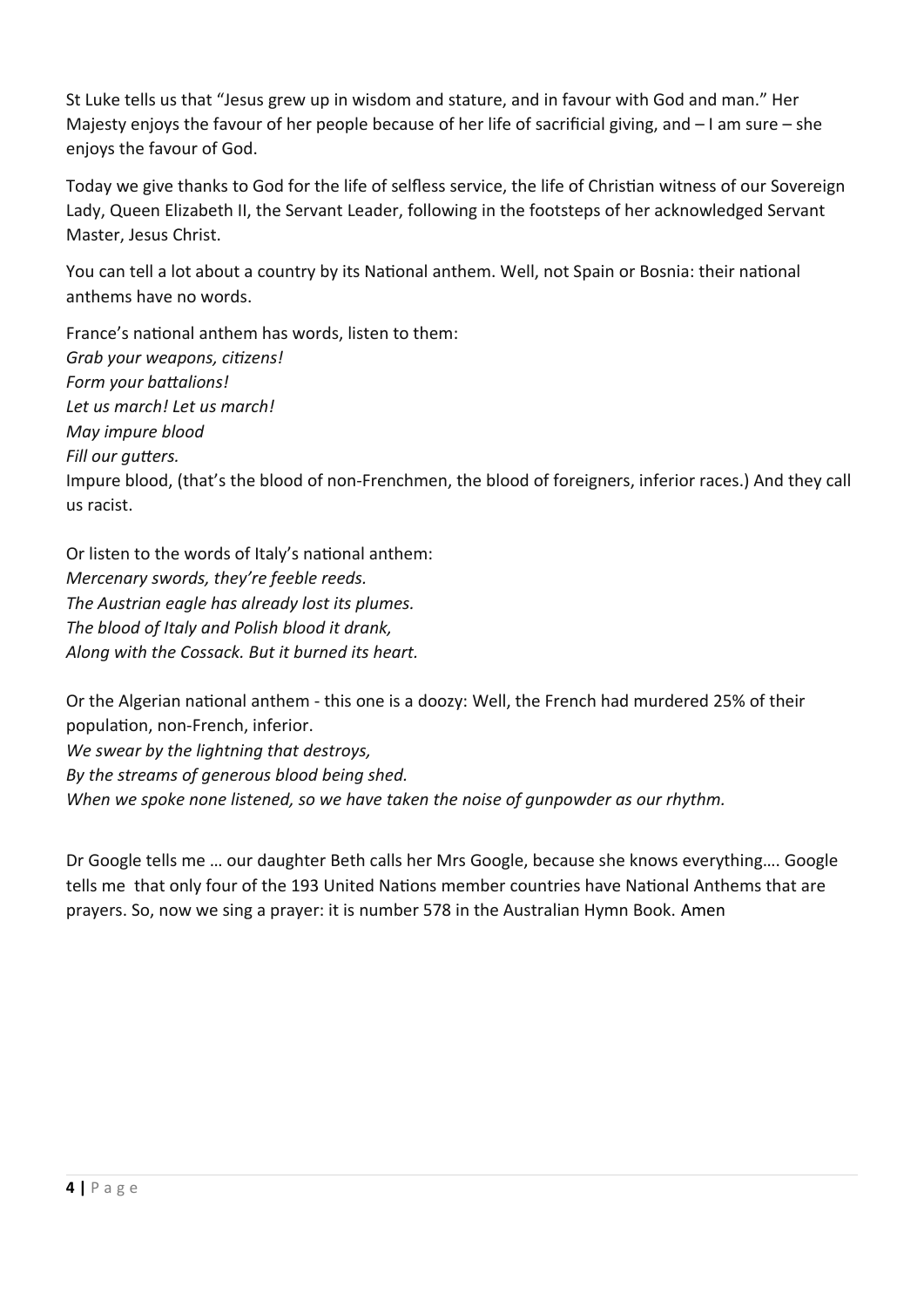St Luke tells us that "Jesus grew up in wisdom and stature, and in favour with God and man." Her Majesty enjoys the favour of her people because of her life of sacrificial giving, and – I am sure – she enjoys the favour of God.

Today we give thanks to God for the life of selfless service, the life of Christian witness of our Sovereign Lady, Queen Elizabeth II, the Servant Leader, following in the footsteps of her acknowledged Servant Master, Jesus Christ.

You can tell a lot about a country by its National anthem. Well, not Spain or Bosnia: their national anthems have no words.

France's national anthem has words, listen to them:
*Grab your weapons, citizens!*
*Form your battalions!*
*Let us march! Let us march!*
*May impure blood*
*Fill our gutters.*
Impure blood, (that's the blood of non-Frenchmen, the blood of foreigners, inferior races.) And they call us racist.

Or listen to the words of Italy's national anthem:
*Mercenary swords, they're feeble reeds.*
*The Austrian eagle has already lost its plumes.*
*The blood of Italy and Polish blood it drank,*
*Along with the Cossack. But it burned its heart.*

Or the Algerian national anthem - this one is a doozy: Well, the French had murdered 25% of their population, non-French, inferior.
*We swear by the lightning that destroys,*
*By the streams of generous blood being shed.*
*When we spoke none listened, so we have taken the noise of gunpowder as our rhythm.*

Dr Google tells me … our daughter Beth calls her Mrs Google, because she knows everything…. Google tells me that only four of the 193 United Nations member countries have National Anthems that are prayers. So, now we sing a prayer: it is number 578 in the Australian Hymn Book. Amen